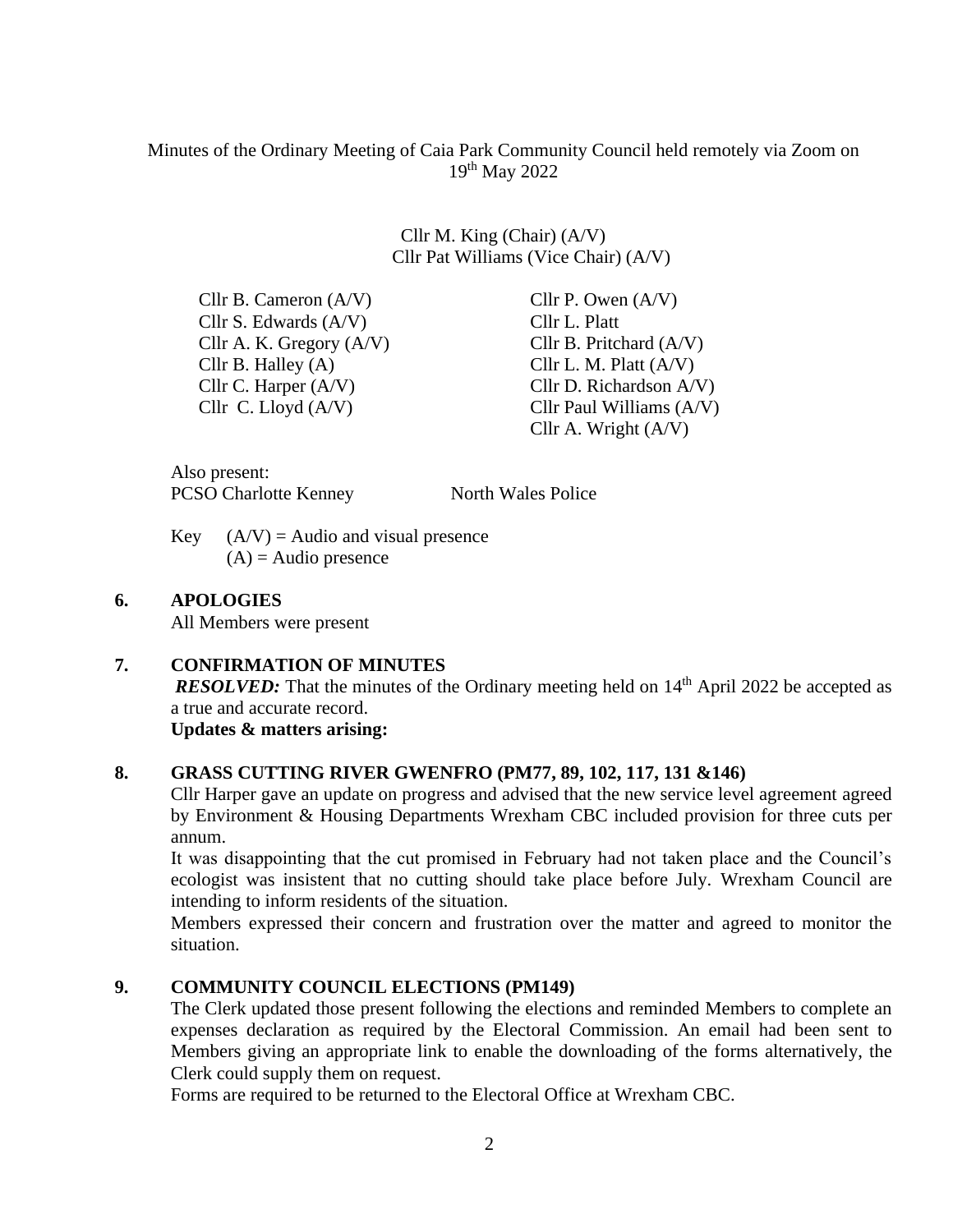Minutes of the Ordinary Meeting of Caia Park Community Council held remotely via Zoom on 19th May 2022

Cllr M. King (Chair) (A/V)
Cllr Pat Williams (Vice Chair) (A/V)

Cllr B. Cameron (A/V)
Cllr S. Edwards (A/V)
Cllr A. K. Gregory (A/V)
Cllr B. Halley (A)
Cllr C. Harper (A/V)
Cllr C. Lloyd (A/V)
Cllr P. Owen (A/V)
Cllr L. Platt
Cllr B. Pritchard (A/V)
Cllr L. M. Platt (A/V)
Cllr D. Richardson A/V)
Cllr Paul Williams (A/V)
Cllr A. Wright (A/V)

Also present:
PCSO Charlotte Kenney North Wales Police

Key (A/V) = Audio and visual presence
(A) = Audio presence

## 6. APOLOGIES

All Members were present

## 7. CONFIRMATION OF MINUTES

***RESOLVED:*** That the minutes of the Ordinary meeting held on 14th April 2022 be accepted as a true and accurate record.

**Updates & matters arising:**

## 8. GRASS CUTTING RIVER GWENFRO (PM77, 89, 102, 117, 131 &146)

Cllr Harper gave an update on progress and advised that the new service level agreement agreed by Environment & Housing Departments Wrexham CBC included provision for three cuts per annum.

It was disappointing that the cut promised in February had not taken place and the Council's ecologist was insistent that no cutting should take place before July. Wrexham Council are intending to inform residents of the situation.

Members expressed their concern and frustration over the matter and agreed to monitor the situation.

## 9. COMMUNITY COUNCIL ELECTIONS (PM149)

The Clerk updated those present following the elections and reminded Members to complete an expenses declaration as required by the Electoral Commission. An email had been sent to Members giving an appropriate link to enable the downloading of the forms alternatively, the Clerk could supply them on request.

Forms are required to be returned to the Electoral Office at Wrexham CBC.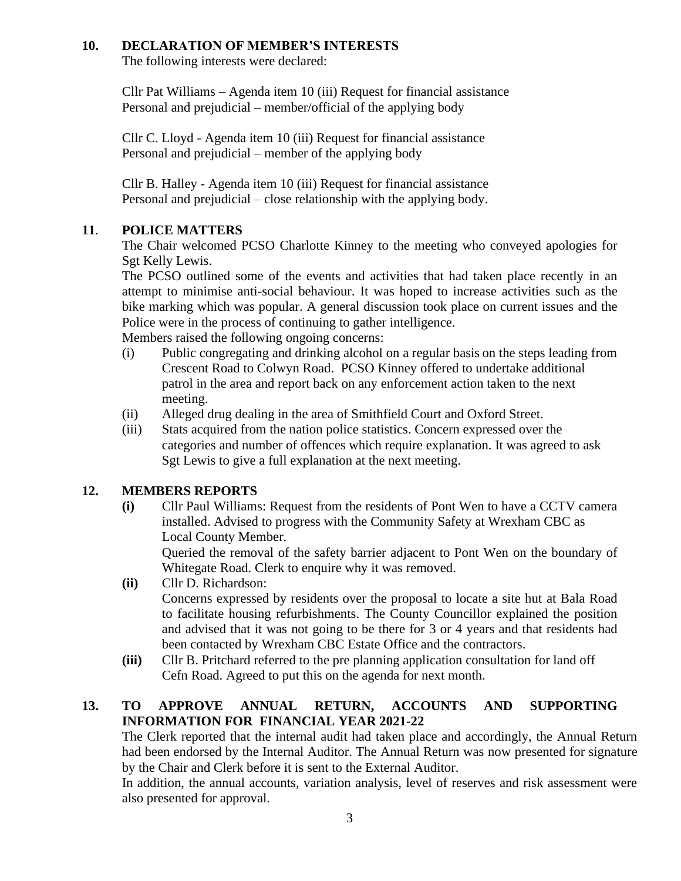## 10. DECLARATION OF MEMBER'S INTERESTS

The following interests were declared:

Cllr Pat Williams – Agenda item 10 (iii) Request for financial assistance
Personal and prejudicial – member/official of the applying body

Cllr C. Lloyd - Agenda item 10 (iii) Request for financial assistance
Personal and prejudicial – member of the applying body

Cllr B. Halley - Agenda item 10 (iii) Request for financial assistance
Personal and prejudicial – close relationship with the applying body.

## 11. POLICE MATTERS

The Chair welcomed PCSO Charlotte Kinney to the meeting who conveyed apologies for Sgt Kelly Lewis.

The PCSO outlined some of the events and activities that had taken place recently in an attempt to minimise anti-social behaviour. It was hoped to increase activities such as the bike marking which was popular. A general discussion took place on current issues and the Police were in the process of continuing to gather intelligence.

Members raised the following ongoing concerns:

(i) Public congregating and drinking alcohol on a regular basis on the steps leading from Crescent Road to Colwyn Road. PCSO Kinney offered to undertake additional patrol in the area and report back on any enforcement action taken to the next meeting.

(ii) Alleged drug dealing in the area of Smithfield Court and Oxford Street.

(iii) Stats acquired from the nation police statistics. Concern expressed over the categories and number of offences which require explanation. It was agreed to ask Sgt Lewis to give a full explanation at the next meeting.

## 12. MEMBERS REPORTS

**(i)** Cllr Paul Williams: Request from the residents of Pont Wen to have a CCTV camera installed. Advised to progress with the Community Safety at Wrexham CBC as Local County Member.
Queried the removal of the safety barrier adjacent to Pont Wen on the boundary of Whitegate Road. Clerk to enquire why it was removed.

**(ii)** Cllr D. Richardson:
Concerns expressed by residents over the proposal to locate a site hut at Bala Road to facilitate housing refurbishments. The County Councillor explained the position and advised that it was not going to be there for 3 or 4 years and that residents had been contacted by Wrexham CBC Estate Office and the contractors.

**(iii)** Cllr B. Pritchard referred to the pre planning application consultation for land off Cefn Road. Agreed to put this on the agenda for next month.

## 13. TO APPROVE ANNUAL RETURN, ACCOUNTS AND SUPPORTING INFORMATION FOR FINANCIAL YEAR 2021-22

The Clerk reported that the internal audit had taken place and accordingly, the Annual Return had been endorsed by the Internal Auditor. The Annual Return was now presented for signature by the Chair and Clerk before it is sent to the External Auditor.

In addition, the annual accounts, variation analysis, level of reserves and risk assessment were also presented for approval.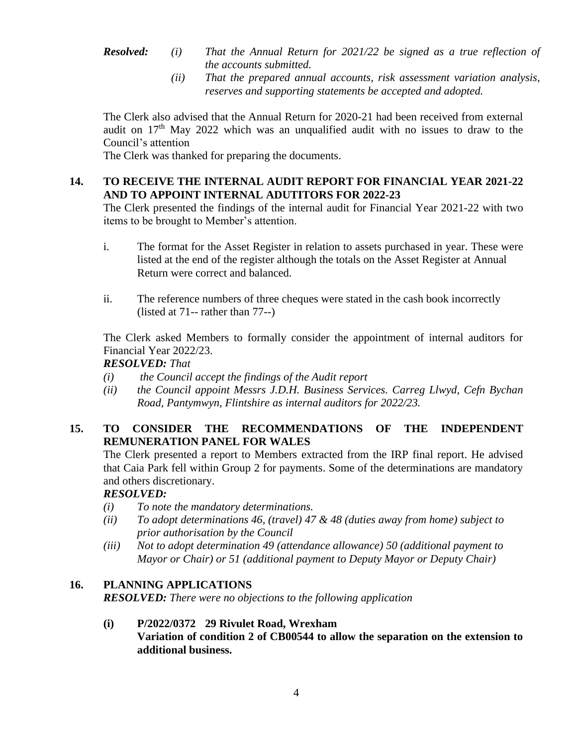***Resolved:*** *(i) That the Annual Return for 2021/22 be signed as a true reflection of the accounts submitted.*

*(ii) That the prepared annual accounts, risk assessment variation analysis, reserves and supporting statements be accepted and adopted.*

The Clerk also advised that the Annual Return for 2020-21 had been received from external audit on 17th May 2022 which was an unqualified audit with no issues to draw to the Council's attention

The Clerk was thanked for preparing the documents.

## 14. TO RECEIVE THE INTERNAL AUDIT REPORT FOR FINANCIAL YEAR 2021-22 AND TO APPOINT INTERNAL ADUTITORS FOR 2022-23

The Clerk presented the findings of the internal audit for Financial Year 2021-22 with two items to be brought to Member's attention.

i. The format for the Asset Register in relation to assets purchased in year. These were listed at the end of the register although the totals on the Asset Register at Annual Return were correct and balanced.

ii. The reference numbers of three cheques were stated in the cash book incorrectly (listed at 71-- rather than 77--)

The Clerk asked Members to formally consider the appointment of internal auditors for Financial Year 2022/23.

***RESOLVED:*** *That*

*(i) the Council accept the findings of the Audit report*

*(ii) the Council appoint Messrs J.D.H. Business Services. Carreg Llwyd, Cefn Bychan Road, Pantymwyn, Flintshire as internal auditors for 2022/23.*

## 15. TO CONSIDER THE RECOMMENDATIONS OF THE INDEPENDENT REMUNERATION PANEL FOR WALES

The Clerk presented a report to Members extracted from the IRP final report. He advised that Caia Park fell within Group 2 for payments. Some of the determinations are mandatory and others discretionary.

***RESOLVED:***

*(i) To note the mandatory determinations.*

*(ii) To adopt determinations 46, (travel) 47 & 48 (duties away from home) subject to prior authorisation by the Council*

*(iii) Not to adopt determination 49 (attendance allowance) 50 (additional payment to Mayor or Chair) or 51 (additional payment to Deputy Mayor or Deputy Chair)*

## 16. PLANNING APPLICATIONS

***RESOLVED:*** *There were no objections to the following application*

**(i) P/2022/0372 29 Rivulet Road, Wrexham**
**Variation of condition 2 of CB00544 to allow the separation on the extension to additional business.**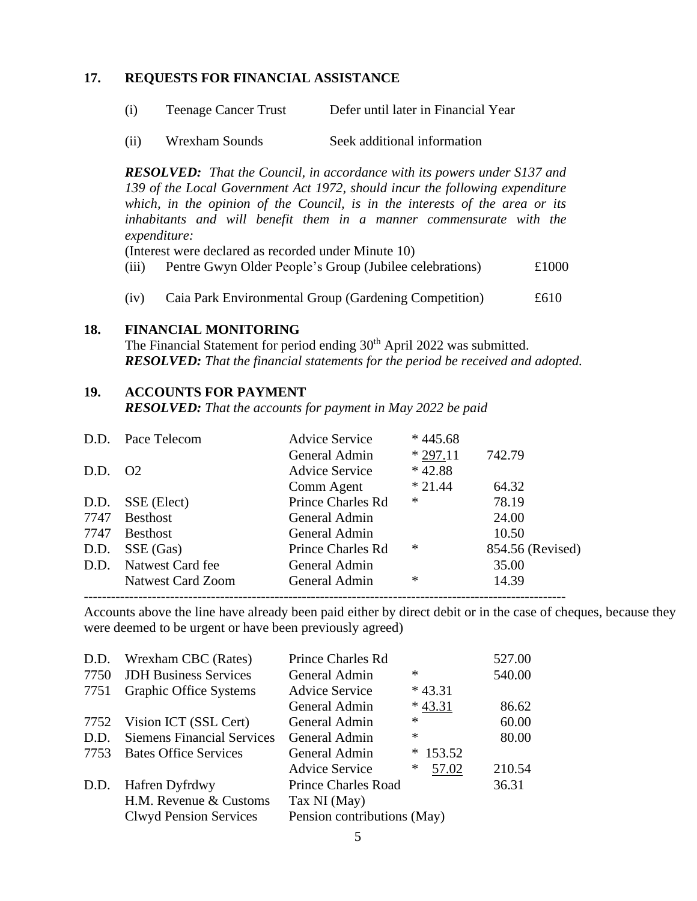## 17. REQUESTS FOR FINANCIAL ASSISTANCE

(i) Teenage Cancer Trust — Defer until later in Financial Year

(ii) Wrexham Sounds — Seek additional information

***RESOLVED:*** *That the Council, in accordance with its powers under S137 and 139 of the Local Government Act 1972, should incur the following expenditure which, in the opinion of the Council, is in the interests of the area or its inhabitants and will benefit them in a manner commensurate with the expenditure:*

(Interest were declared as recorded under Minute 10)

| | | |
|---|---|---|
| (iii) | Pentre Gwyn Older People's Group (Jubilee celebrations) | £1000 |
| (iv) | Caia Park Environmental Group (Gardening Competition) | £610 |

## 18. FINANCIAL MONITORING

The Financial Statement for period ending 30th April 2022 was submitted.

***RESOLVED:*** *That the financial statements for the period be received and adopted.*

## 19. ACCOUNTS FOR PAYMENT

***RESOLVED:*** *That the accounts for payment in May 2022 be paid*

| | | | | |
|---|---|---|---|---|
| D.D. | Pace Telecom | Advice Service | * 445.68 | |
| | | General Admin | * 297.11 | 742.79 |
| D.D. | O2 | Advice Service | * 42.88 | |
| | | Comm Agent | * 21.44 | 64.32 |
| D.D. | SSE (Elect) | Prince Charles Rd | * | 78.19 |
| 7747 | Besthost | General Admin | | 24.00 |
| 7747 | Besthost | General Admin | | 10.50 |
| D.D. | SSE (Gas) | Prince Charles Rd | * | 854.56 (Revised) |
| D.D. | Natwest Card fee | General Admin | | 35.00 |
| | Natwest Card Zoom | General Admin | * | 14.39 |

---

Accounts above the line have already been paid either by direct debit or in the case of cheques, because they were deemed to be urgent or have been previously agreed)

| | | | | |
|---|---|---|---|---|
| D.D. | Wrexham CBC (Rates) | Prince Charles Rd | | 527.00 |
| 7750 | JDH Business Services | General Admin | * | 540.00 |
| 7751 | Graphic Office Systems | Advice Service | * 43.31 | |
| | | General Admin | * 43.31 | 86.62 |
| 7752 | Vision ICT (SSL Cert) | General Admin | * | 60.00 |
| D.D. | Siemens Financial Services | General Admin | * | 80.00 |
| 7753 | Bates Office Services | General Admin | * 153.52 | |
| | | Advice Service | * 57.02 | 210.54 |
| D.D. | Hafren Dyfrdwy | Prince Charles Road | | 36.31 |
| | H.M. Revenue & Customs | Tax NI (May) | | |
| | Clwyd Pension Services | Pension contributions (May) | | |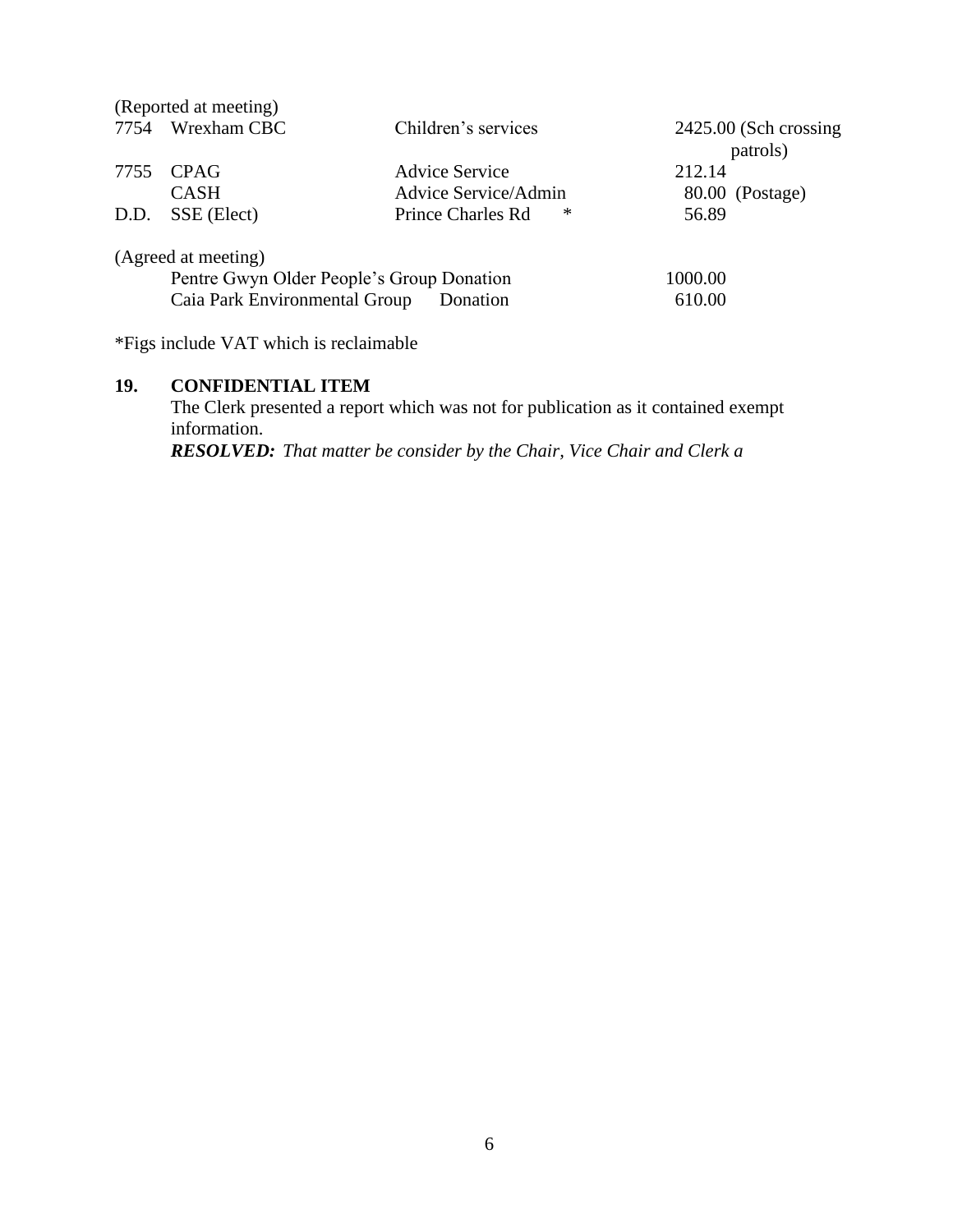(Reported at meeting)

| | | | |
|---|---|---|---|
| 7754 | Wrexham CBC | Children's services | 2425.00 (Sch crossing patrols) |
| 7755 | CPAG | Advice Service | 212.14 |
| | CASH | Advice Service/Admin | 80.00 (Postage) |
| D.D. | SSE (Elect) | Prince Charles Rd * | 56.89 |

(Agreed at meeting)

| | | |
|---|---|---|
| Pentre Gwyn Older People's Group | Donation | 1000.00 |
| Caia Park Environmental Group | Donation | 610.00 |

*Figs include VAT which is reclaimable

**19. CONFIDENTIAL ITEM**

The Clerk presented a report which was not for publication as it contained exempt information.

***RESOLVED:*** *That matter be consider by the Chair, Vice Chair and Clerk a*